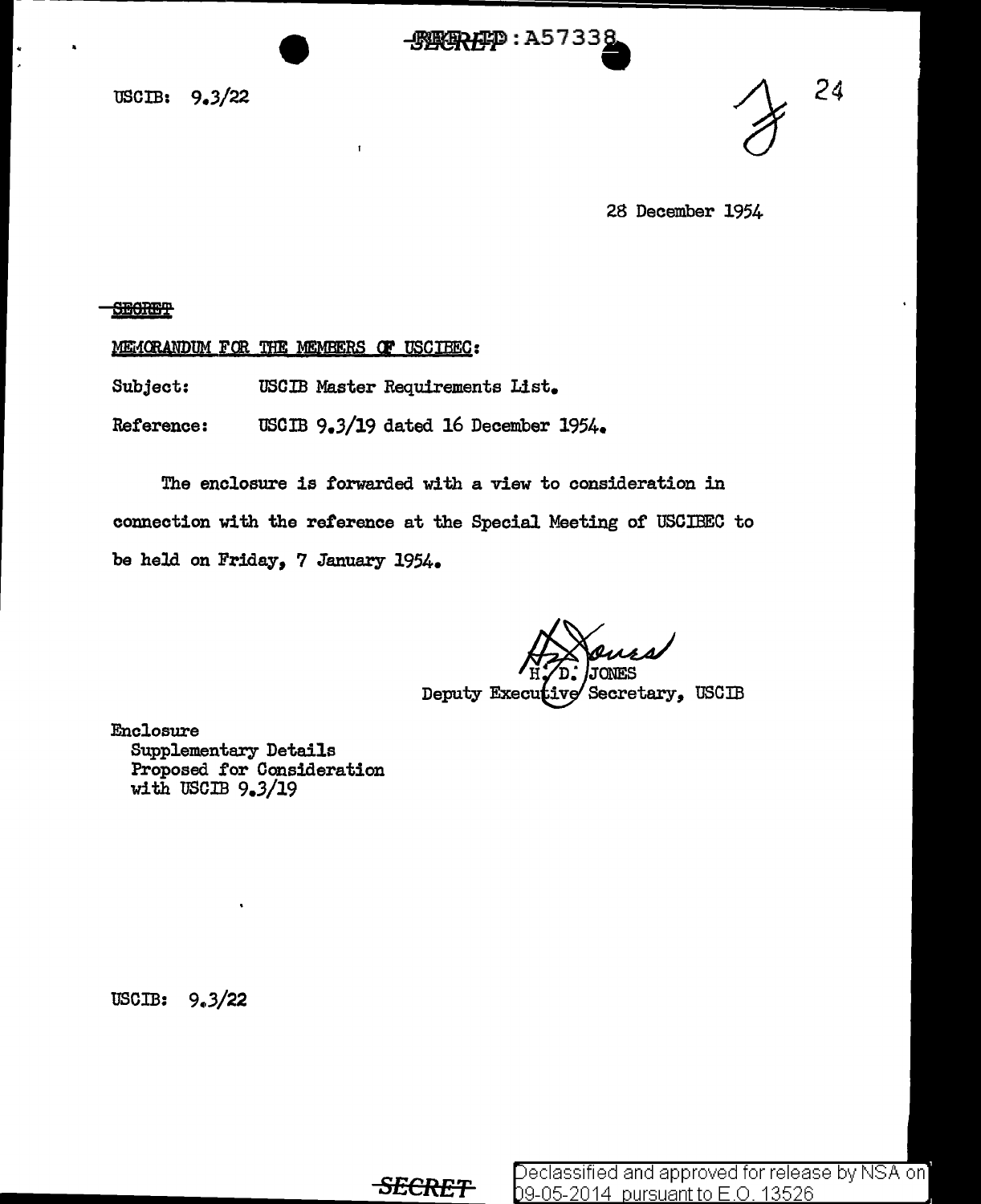REF ID: A57338

USCIB: 9.3/22

24

28 December 1954

SECRET

MEMORANDUM FOR THE MEMBERS OF USCIBEC:

Subject: USCIB Master Requirements List.

Reference: USCIB 9.3/19 dated 16 December 1954.

The enclosure is forwarded with a view to consideration in connection with the reference at the Special Meeting of USCIBEC to be held on Friday, 7 January 1954.

H. D. JONES
Deputy Executive Secretary, USCIB

Enclosure
Supplementary Details
Proposed for Consideration
with USCIB 9.3/19

USCIB: 9.3/22

SECRET

Declassified and approved for release by NSA on 09-05-2014 pursuant to E.O. 13526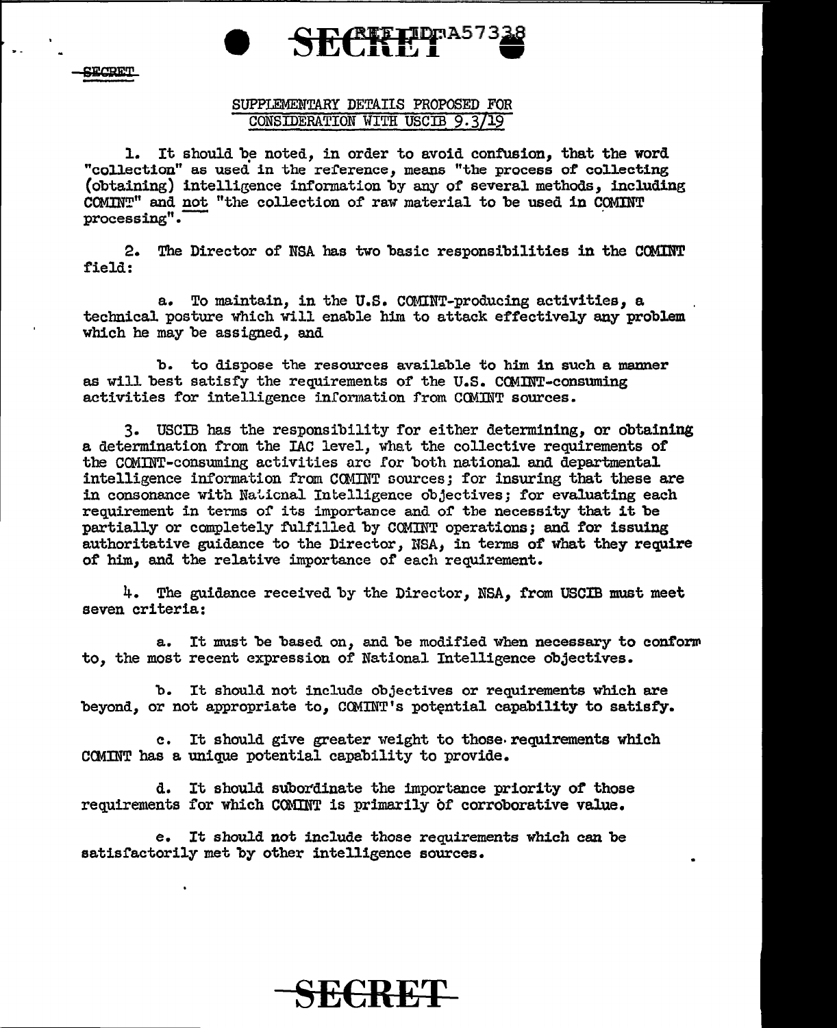## SUPPLEMENTARY DETAILS PROPOSED FOR CONSIDERATION WITH USCIB 9.3/19

1. It should be noted, in order to avoid confusion, that the word "collection" as used in the reference, means "the process of collecting (obtaining) intelligence information by any of several methods, including COMINT" and not "the collection of raw material to be used in COMINT processing".

2. The Director of NSA has two basic responsibilities in the COMINT field:

   a. To maintain, in the U.S. COMINT-producing activities, a technical posture which will enable him to attack effectively any problem which he may be assigned, and

   b. to dispose the resources available to him in such a manner as will best satisfy the requirements of the U.S. COMINT-consuming activities for intelligence information from COMINT sources.

3. USCIB has the responsibility for either determining, or obtaining a determination from the IAC level, what the collective requirements of the COMINT-consuming activities are for both national and departmental intelligence information from COMINT sources; for insuring that these are in consonance with National Intelligence objectives; for evaluating each requirement in terms of its importance and of the necessity that it be partially or completely fulfilled by COMINT operations; and for issuing authoritative guidance to the Director, NSA, in terms of what they require of him, and the relative importance of each requirement.

4. The guidance received by the Director, NSA, from USCIB must meet seven criteria:

   a. It must be based on, and be modified when necessary to conform to, the most recent expression of National Intelligence objectives.

   b. It should not include objectives or requirements which are beyond, or not appropriate to, COMINT's potential capability to satisfy.

   c. It should give greater weight to those requirements which COMINT has a unique potential capability to provide.

   d. It should subordinate the importance priority of those requirements for which COMINT is primarily of corroborative value.

   e. It should not include those requirements which can be satisfactorily met by other intelligence sources.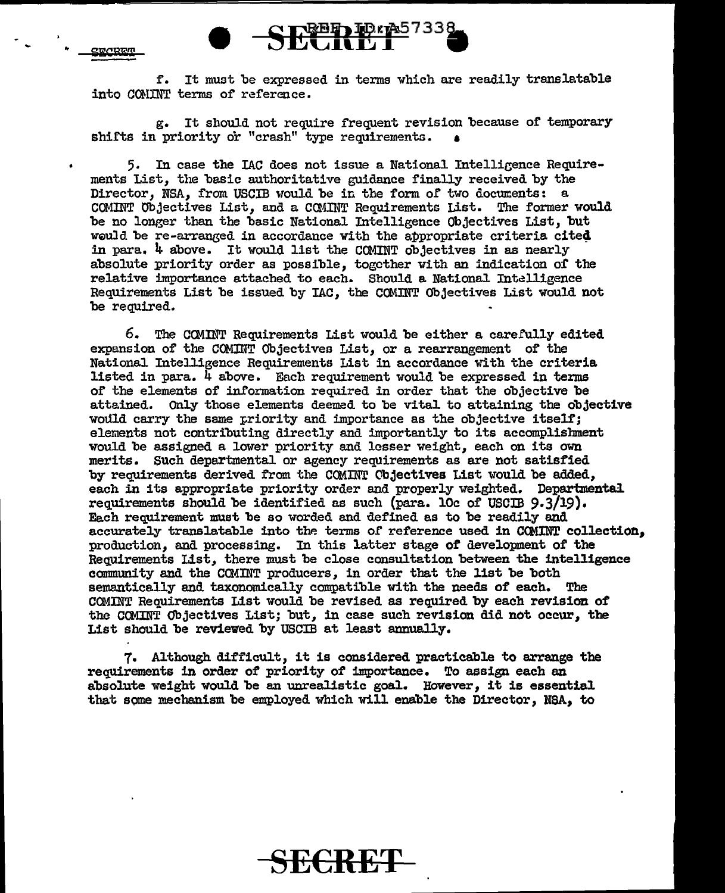f. It must be expressed in terms which are readily translatable into COMINT terms of reference.

g. It should not require frequent revision because of temporary shifts in priority or "crash" type requirements.

5. In case the IAC does not issue a National Intelligence Requirements List, the basic authoritative guidance finally received by the Director, NSA, from USCIB would be in the form of two documents: a COMINT Objectives List, and a COMINT Requirements List. The former would be no longer than the basic National Intelligence Objectives List, but would be re-arranged in accordance with the appropriate criteria cited in para. 4 above. It would list the COMINT objectives in as nearly absolute priority order as possible, together with an indication of the relative importance attached to each. Should a National Intelligence Requirements List be issued by IAC, the COMINT Objectives List would not be required.

6. The COMINT Requirements List would be either a carefully edited expansion of the COMINT Objectives List, or a rearrangement of the National Intelligence Requirements List in accordance with the criteria listed in para. 4 above. Each requirement would be expressed in terms of the elements of information required in order that the objective be attained. Only those elements deemed to be vital to attaining the objective would carry the same priority and importance as the objective itself; elements not contributing directly and importantly to its accomplishment would be assigned a lower priority and lesser weight, each on its own merits. Such departmental or agency requirements as are not satisfied by requirements derived from the COMINT Objectives List would be added, each in its appropriate priority order and properly weighted. Departmental requirements should be identified as such (para. 10c of USCIB 9.3/19). Each requirement must be so worded and defined as to be readily and accurately translatable into the terms of reference used in COMINT collection, production, and processing. In this latter stage of development of the Requirements List, there must be close consultation between the intelligence community and the COMINT producers, in order that the list be both semantically and taxonomically compatible with the needs of each. The COMINT Requirements List would be revised as required by each revision of the COMINT Objectives List; but, in case such revision did not occur, the List should be reviewed by USCIB at least annually.

7. Although difficult, it is considered practicable to arrange the requirements in order of priority of importance. To assign each an absolute weight would be an unrealistic goal. However, it is essential that some mechanism be employed which will enable the Director, NSA, to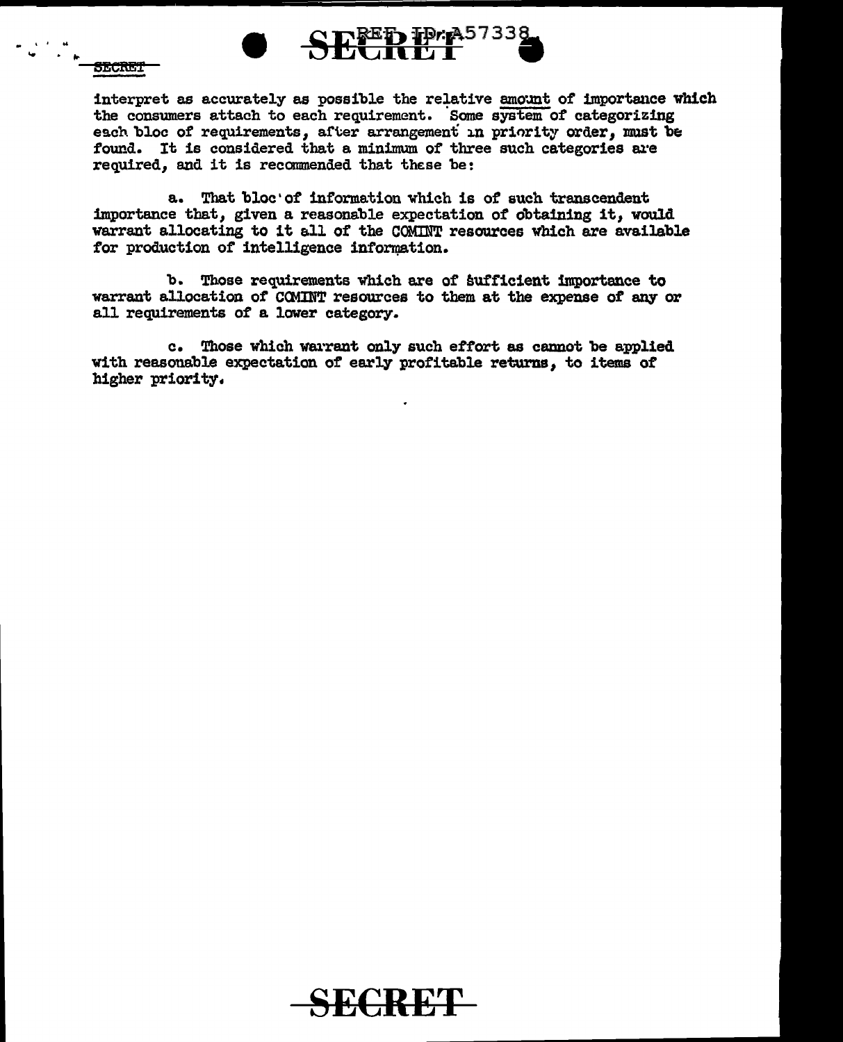interpret as accurately as possible the relative amount of importance which the consumers attach to each requirement. Some system of categorizing each bloc of requirements, after arrangement in priority order, must be found. It is considered that a minimum of three such categories are required, and it is recommended that these be:

a. That bloc of information which is of such transcendent importance that, given a reasonable expectation of obtaining it, would warrant allocating to it all of the COMINT resources which are available for production of intelligence information.

b. Those requirements which are of sufficient importance to warrant allocation of COMINT resources to them at the expense of any or all requirements of a lower category.

c. Those which warrant only such effort as cannot be applied with reasonable expectation of early profitable returns, to items of higher priority.